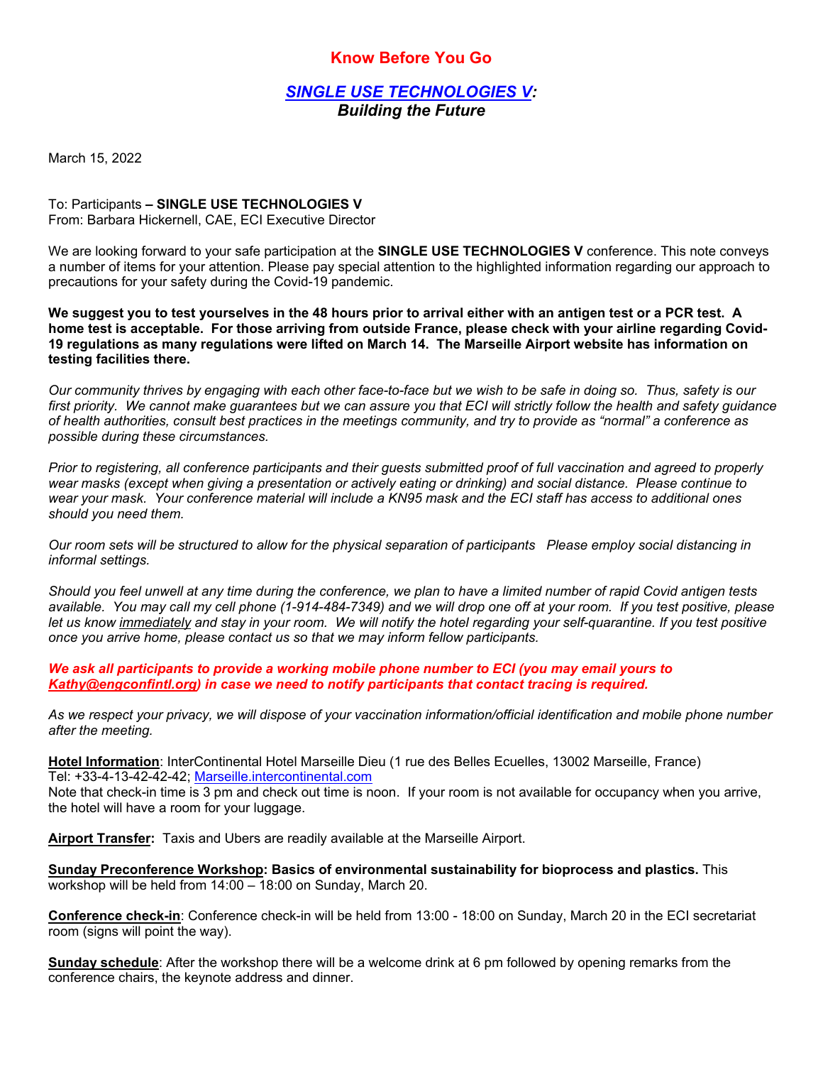# Know Before You Go

## *SINGLE USE TECHNOLOGIES V: Building the Future*

March 15, 2022

To: Participants **– SINGLE USE TECHNOLOGIES V**
From: Barbara Hickernell, CAE, ECI Executive Director

We are looking forward to your safe participation at the **SINGLE USE TECHNOLOGIES V** conference. This note conveys a number of items for your attention. Please pay special attention to the highlighted information regarding our approach to precautions for your safety during the Covid-19 pandemic.

**We suggest you to test yourselves in the 48 hours prior to arrival either with an antigen test or a PCR test. A home test is acceptable. For those arriving from outside France, please check with your airline regarding Covid-19 regulations as many regulations were lifted on March 14. The Marseille Airport website has information on testing facilities there.**

*Our community thrives by engaging with each other face-to-face but we wish to be safe in doing so. Thus, safety is our first priority. We cannot make guarantees but we can assure you that ECI will strictly follow the health and safety guidance of health authorities, consult best practices in the meetings community, and try to provide as "normal" a conference as possible during these circumstances.*

*Prior to registering, all conference participants and their guests submitted proof of full vaccination and agreed to properly wear masks (except when giving a presentation or actively eating or drinking) and social distance. Please continue to wear your mask. Your conference material will include a KN95 mask and the ECI staff has access to additional ones should you need them.*

*Our room sets will be structured to allow for the physical separation of participants Please employ social distancing in informal settings.*

*Should you feel unwell at any time during the conference, we plan to have a limited number of rapid Covid antigen tests available. You may call my cell phone (1-914-484-7349) and we will drop one off at your room. If you test positive, please let us know immediately and stay in your room. We will notify the hotel regarding your self-quarantine. If you test positive once you arrive home, please contact us so that we may inform fellow participants.*

***We ask all participants to provide a working mobile phone number to ECI (you may email yours to Kathy@engconfintl.org) in case we need to notify participants that contact tracing is required.***

*As we respect your privacy, we will dispose of your vaccination information/official identification and mobile phone number after the meeting.*

**Hotel Information**: InterContinental Hotel Marseille Dieu (1 rue des Belles Ecuelles, 13002 Marseille, France)
Tel: +33-4-13-42-42-42; Marseille.intercontinental.com
Note that check-in time is 3 pm and check out time is noon. If your room is not available for occupancy when you arrive, the hotel will have a room for your luggage.

**Airport Transfer:** Taxis and Ubers are readily available at the Marseille Airport.

**Sunday Preconference Workshop: Basics of environmental sustainability for bioprocess and plastics.** This workshop will be held from 14:00 – 18:00 on Sunday, March 20.

**Conference check-in**: Conference check-in will be held from 13:00 - 18:00 on Sunday, March 20 in the ECI secretariat room (signs will point the way).

**Sunday schedule**: After the workshop there will be a welcome drink at 6 pm followed by opening remarks from the conference chairs, the keynote address and dinner.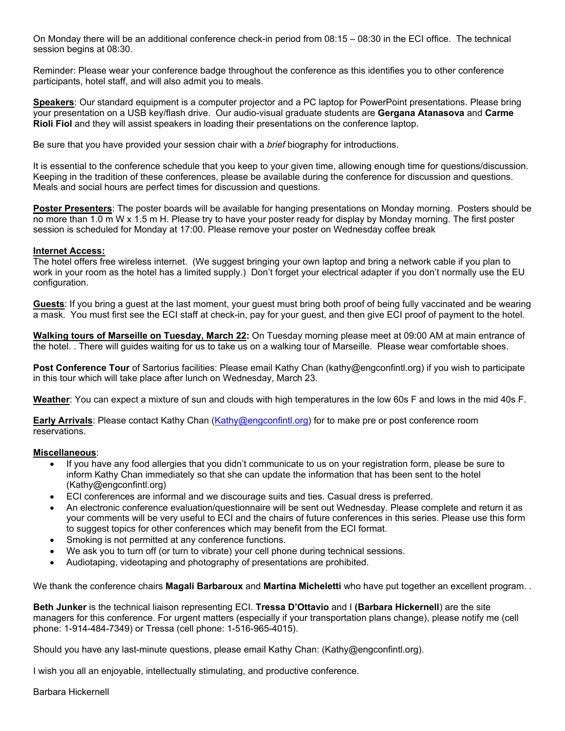On Monday there will be an additional conference check-in period from 08:15 – 08:30 in the ECI office. The technical session begins at 08:30.

Reminder: Please wear your conference badge throughout the conference as this identifies you to other conference participants, hotel staff, and will also admit you to meals.

**Speakers**: Our standard equipment is a computer projector and a PC laptop for PowerPoint presentations. Please bring your presentation on a USB key/flash drive. Our audio-visual graduate students are **Gergana Atanasova** and **Carme Rioli Fiol** and they will assist speakers in loading their presentations on the conference laptop.

Be sure that you have provided your session chair with a *brief* biography for introductions.

It is essential to the conference schedule that you keep to your given time, allowing enough time for questions/discussion. Keeping in the tradition of these conferences, please be available during the conference for discussion and questions. Meals and social hours are perfect times for discussion and questions.

**Poster Presenters**: The poster boards will be available for hanging presentations on Monday morning. Posters should be no more than 1.0 m W x 1.5 m H. Please try to have your poster ready for display by Monday morning. The first poster session is scheduled for Monday at 17:00. Please remove your poster on Wednesday coffee break

**Internet Access:**
The hotel offers free wireless internet. (We suggest bringing your own laptop and bring a network cable if you plan to work in your room as the hotel has a limited supply.) Don't forget your electrical adapter if you don't normally use the EU configuration.

**Guests**: If you bring a guest at the last moment, your guest must bring both proof of being fully vaccinated and be wearing a mask. You must first see the ECI staff at check-in, pay for your guest, and then give ECI proof of payment to the hotel.

**Walking tours of Marseille on Tuesday, March 22:** On Tuesday morning please meet at 09:00 AM at main entrance of the hotel. . There will guides waiting for us to take us on a walking tour of Marseille. Please wear comfortable shoes.

**Post Conference Tour** of Sartorius facilities: Please email Kathy Chan (kathy@engconfintl.org) if you wish to participate in this tour which will take place after lunch on Wednesday, March 23.

**Weather**: You can expect a mixture of sun and clouds with high temperatures in the low 60s F and lows in the mid 40s F.

**Early Arrivals**: Please contact Kathy Chan (Kathy@engconfintl.org) for to make pre or post conference room reservations.

**Miscellaneous**:

- If you have any food allergies that you didn't communicate to us on your registration form, please be sure to inform Kathy Chan immediately so that she can update the information that has been sent to the hotel (Kathy@engconfintl.org)
- ECI conferences are informal and we discourage suits and ties. Casual dress is preferred.
- An electronic conference evaluation/questionnaire will be sent out Wednesday. Please complete and return it as your comments will be very useful to ECI and the chairs of future conferences in this series. Please use this form to suggest topics for other conferences which may benefit from the ECI format.
- Smoking is not permitted at any conference functions.
- We ask you to turn off (or turn to vibrate) your cell phone during technical sessions.
- Audiotaping, videotaping and photography of presentations are prohibited.

We thank the conference chairs **Magali Barbaroux** and **Martina Micheletti** who have put together an excellent program. .

**Beth Junker** is the technical liaison representing ECI. **Tressa D'Ottavio** and I **(Barbara Hickernell**) are the site managers for this conference. For urgent matters (especially if your transportation plans change), please notify me (cell phone: 1-914-484-7349) or Tressa (cell phone: 1-516-965-4015).

Should you have any last-minute questions, please email Kathy Chan: (Kathy@engconfintl.org).

I wish you all an enjoyable, intellectually stimulating, and productive conference.

Barbara Hickernell